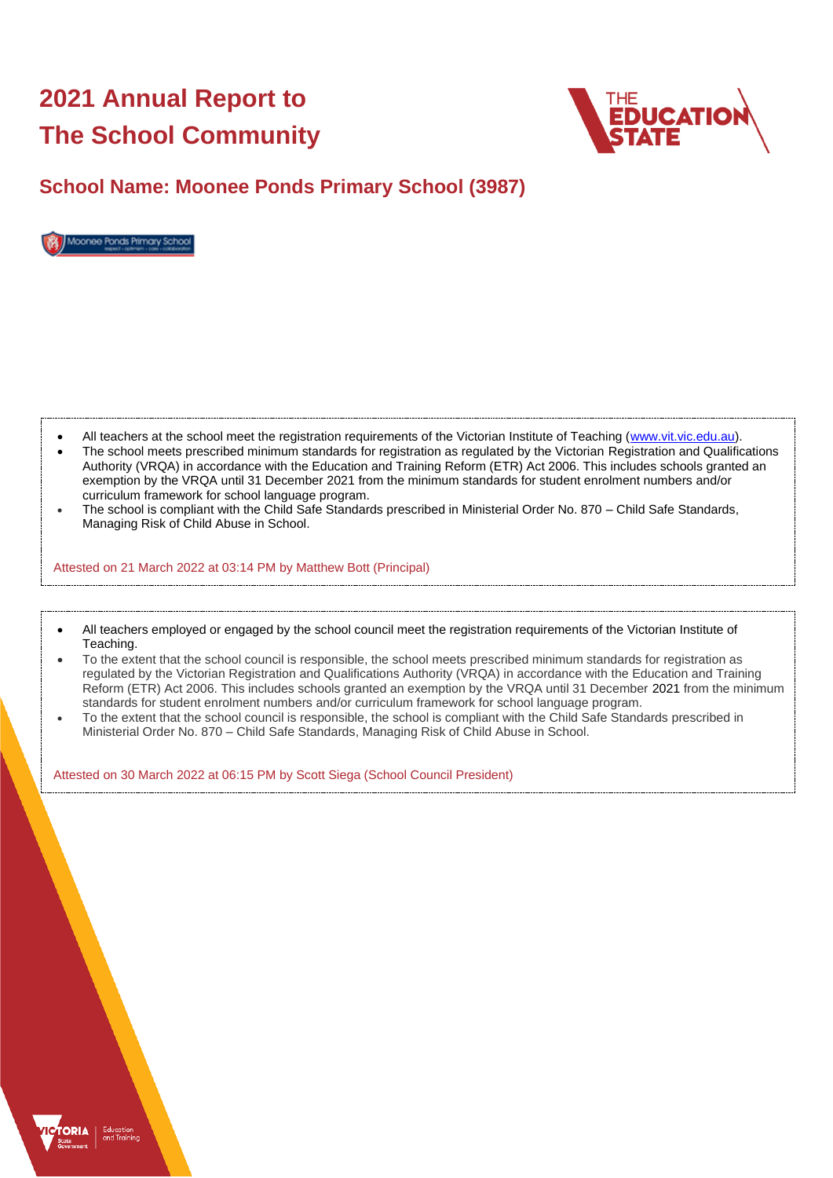# 2021 Annual Report to The School Community

## School Name: Moonee Ponds Primary School (3987)

- All teachers at the school meet the registration requirements of the Victorian Institute of Teaching (www.vit.vic.edu.au).
- The school meets prescribed minimum standards for registration as regulated by the Victorian Registration and Qualifications Authority (VRQA) in accordance with the Education and Training Reform (ETR) Act 2006. This includes schools granted an exemption by the VRQA until 31 December 2021 from the minimum standards for student enrolment numbers and/or curriculum framework for school language program.
- The school is compliant with the Child Safe Standards prescribed in Ministerial Order No. 870 – Child Safe Standards, Managing Risk of Child Abuse in School.

Attested on 21 March 2022 at 03:14 PM by Matthew Bott (Principal)

- All teachers employed or engaged by the school council meet the registration requirements of the Victorian Institute of Teaching.
- To the extent that the school council is responsible, the school meets prescribed minimum standards for registration as regulated by the Victorian Registration and Qualifications Authority (VRQA) in accordance with the Education and Training Reform (ETR) Act 2006. This includes schools granted an exemption by the VRQA until 31 December 2021 from the minimum standards for student enrolment numbers and/or curriculum framework for school language program.
- To the extent that the school council is responsible, the school is compliant with the Child Safe Standards prescribed in Ministerial Order No. 870 – Child Safe Standards, Managing Risk of Child Abuse in School.

Attested on 30 March 2022 at 06:15 PM by Scott Siega (School Council President)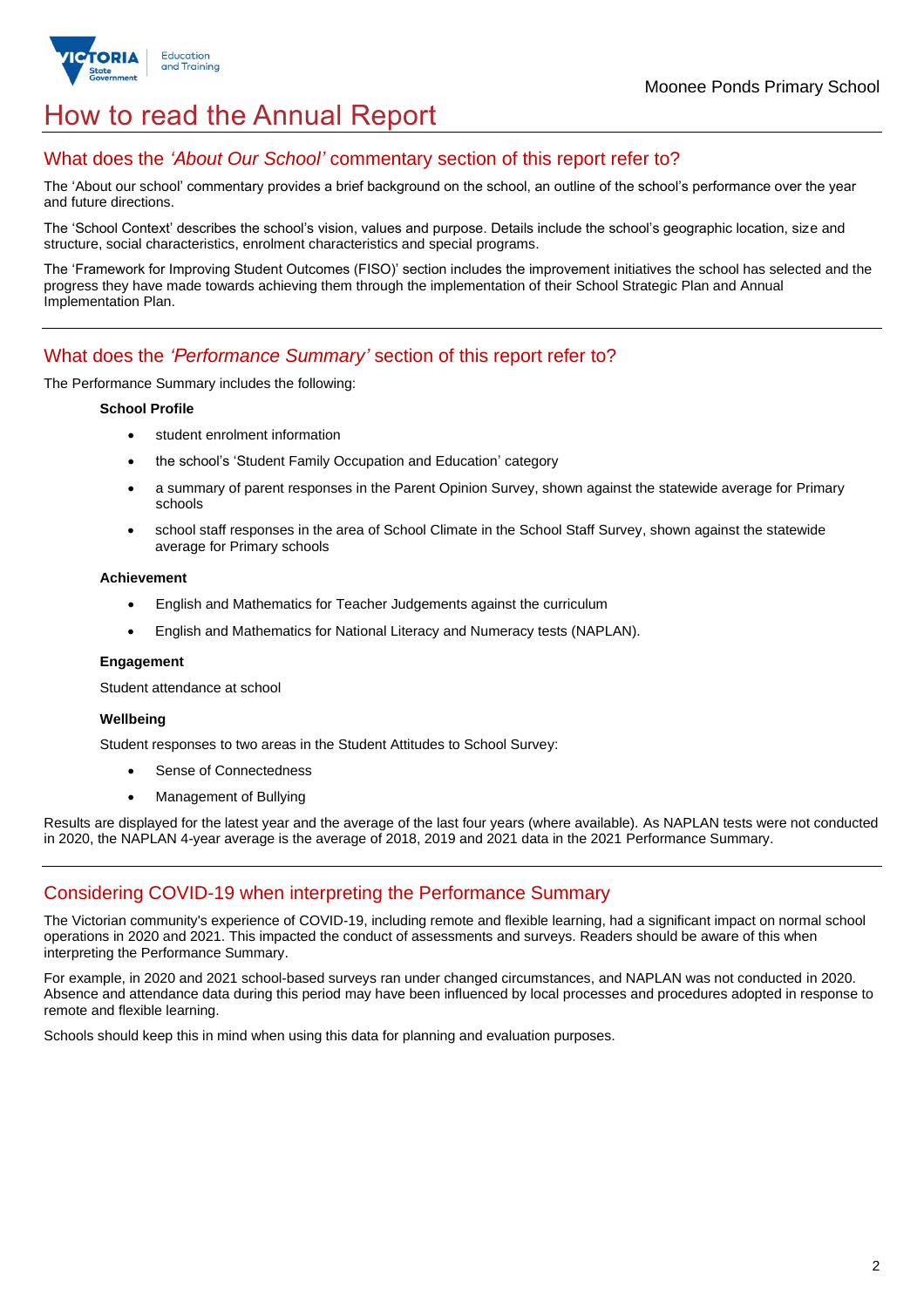# How to read the Annual Report

## What does the *'About Our School'* commentary section of this report refer to?

The 'About our school' commentary provides a brief background on the school, an outline of the school's performance over the year and future directions.

The 'School Context' describes the school's vision, values and purpose. Details include the school's geographic location, size and structure, social characteristics, enrolment characteristics and special programs.

The 'Framework for Improving Student Outcomes (FISO)' section includes the improvement initiatives the school has selected and the progress they have made towards achieving them through the implementation of their School Strategic Plan and Annual Implementation Plan.

## What does the *'Performance Summary'* section of this report refer to?

The Performance Summary includes the following:

**School Profile**

- student enrolment information
- the school's 'Student Family Occupation and Education' category
- a summary of parent responses in the Parent Opinion Survey, shown against the statewide average for Primary schools
- school staff responses in the area of School Climate in the School Staff Survey, shown against the statewide average for Primary schools

**Achievement**

- English and Mathematics for Teacher Judgements against the curriculum
- English and Mathematics for National Literacy and Numeracy tests (NAPLAN).

**Engagement**

Student attendance at school

**Wellbeing**

Student responses to two areas in the Student Attitudes to School Survey:

- Sense of Connectedness
- Management of Bullying

Results are displayed for the latest year and the average of the last four years (where available). As NAPLAN tests were not conducted in 2020, the NAPLAN 4-year average is the average of 2018, 2019 and 2021 data in the 2021 Performance Summary.

## Considering COVID-19 when interpreting the Performance Summary

The Victorian community's experience of COVID-19, including remote and flexible learning, had a significant impact on normal school operations in 2020 and 2021. This impacted the conduct of assessments and surveys. Readers should be aware of this when interpreting the Performance Summary.

For example, in 2020 and 2021 school-based surveys ran under changed circumstances, and NAPLAN was not conducted in 2020. Absence and attendance data during this period may have been influenced by local processes and procedures adopted in response to remote and flexible learning.

Schools should keep this in mind when using this data for planning and evaluation purposes.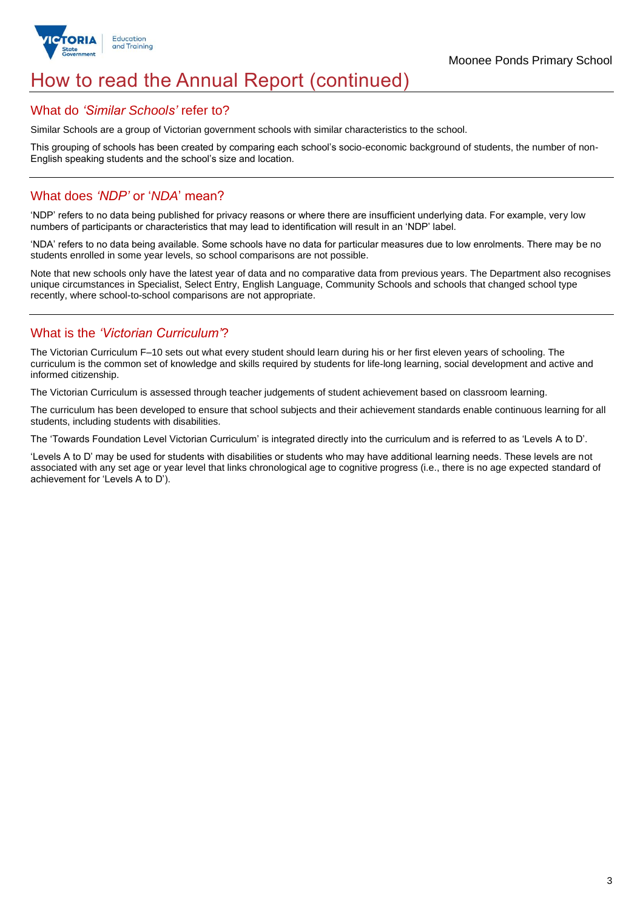# How to read the Annual Report (continued)

## What do *'Similar Schools'* refer to?

Similar Schools are a group of Victorian government schools with similar characteristics to the school.

This grouping of schools has been created by comparing each school's socio-economic background of students, the number of non-English speaking students and the school's size and location.

## What does *'NDP'* or '*NDA*' mean?

'NDP' refers to no data being published for privacy reasons or where there are insufficient underlying data. For example, very low numbers of participants or characteristics that may lead to identification will result in an 'NDP' label.

'NDA' refers to no data being available. Some schools have no data for particular measures due to low enrolments. There may be no students enrolled in some year levels, so school comparisons are not possible.

Note that new schools only have the latest year of data and no comparative data from previous years. The Department also recognises unique circumstances in Specialist, Select Entry, English Language, Community Schools and schools that changed school type recently, where school-to-school comparisons are not appropriate.

## What is the *'Victorian Curriculum'*?

The Victorian Curriculum F–10 sets out what every student should learn during his or her first eleven years of schooling. The curriculum is the common set of knowledge and skills required by students for life-long learning, social development and active and informed citizenship.

The Victorian Curriculum is assessed through teacher judgements of student achievement based on classroom learning.

The curriculum has been developed to ensure that school subjects and their achievement standards enable continuous learning for all students, including students with disabilities.

The 'Towards Foundation Level Victorian Curriculum' is integrated directly into the curriculum and is referred to as 'Levels A to D'.

'Levels A to D' may be used for students with disabilities or students who may have additional learning needs. These levels are not associated with any set age or year level that links chronological age to cognitive progress (i.e., there is no age expected standard of achievement for 'Levels A to D').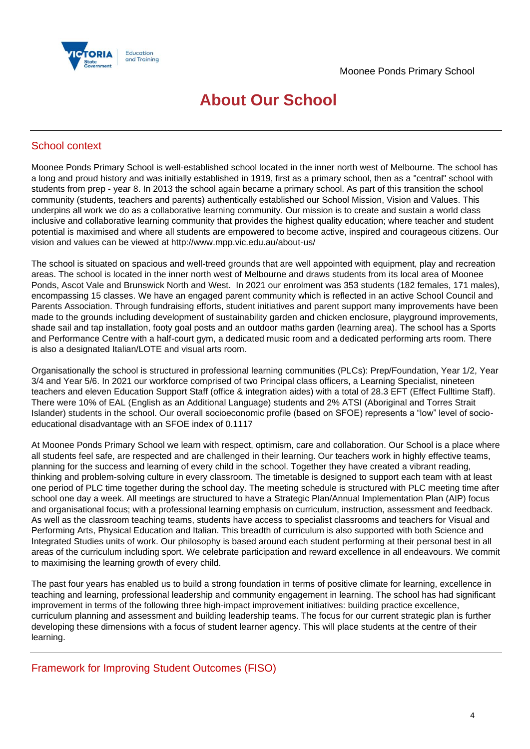# About Our School

## School context

Moonee Ponds Primary School is well-established school located in the inner north west of Melbourne. The school has a long and proud history and was initially established in 1919, first as a primary school, then as a "central" school with students from prep - year 8. In 2013 the school again became a primary school. As part of this transition the school community (students, teachers and parents) authentically established our School Mission, Vision and Values. This underpins all work we do as a collaborative learning community. Our mission is to create and sustain a world class inclusive and collaborative learning community that provides the highest quality education; where teacher and student potential is maximised and where all students are empowered to become active, inspired and courageous citizens. Our vision and values can be viewed at http://www.mpp.vic.edu.au/about-us/

The school is situated on spacious and well-treed grounds that are well appointed with equipment, play and recreation areas. The school is located in the inner north west of Melbourne and draws students from its local area of Moonee Ponds, Ascot Vale and Brunswick North and West. In 2021 our enrolment was 353 students (182 females, 171 males), encompassing 15 classes. We have an engaged parent community which is reflected in an active School Council and Parents Association. Through fundraising efforts, student initiatives and parent support many improvements have been made to the grounds including development of sustainability garden and chicken enclosure, playground improvements, shade sail and tap installation, footy goal posts and an outdoor maths garden (learning area). The school has a Sports and Performance Centre with a half-court gym, a dedicated music room and a dedicated performing arts room. There is also a designated Italian/LOTE and visual arts room.

Organisationally the school is structured in professional learning communities (PLCs): Prep/Foundation, Year 1/2, Year 3/4 and Year 5/6. In 2021 our workforce comprised of two Principal class officers, a Learning Specialist, nineteen teachers and eleven Education Support Staff (office & integration aides) with a total of 28.3 EFT (Effect Fulltime Staff). There were 10% of EAL (English as an Additional Language) students and 2% ATSI (Aboriginal and Torres Strait Islander) students in the school. Our overall socioeconomic profile (based on SFOE) represents a "low" level of socio-educational disadvantage with an SFOE index of 0.1117

At Moonee Ponds Primary School we learn with respect, optimism, care and collaboration. Our School is a place where all students feel safe, are respected and are challenged in their learning. Our teachers work in highly effective teams, planning for the success and learning of every child in the school. Together they have created a vibrant reading, thinking and problem-solving culture in every classroom. The timetable is designed to support each team with at least one period of PLC time together during the school day. The meeting schedule is structured with PLC meeting time after school one day a week. All meetings are structured to have a Strategic Plan/Annual Implementation Plan (AIP) focus and organisational focus; with a professional learning emphasis on curriculum, instruction, assessment and feedback. As well as the classroom teaching teams, students have access to specialist classrooms and teachers for Visual and Performing Arts, Physical Education and Italian. This breadth of curriculum is also supported with both Science and Integrated Studies units of work. Our philosophy is based around each student performing at their personal best in all areas of the curriculum including sport. We celebrate participation and reward excellence in all endeavours. We commit to maximising the learning growth of every child.

The past four years has enabled us to build a strong foundation in terms of positive climate for learning, excellence in teaching and learning, professional leadership and community engagement in learning. The school has had significant improvement in terms of the following three high-impact improvement initiatives: building practice excellence, curriculum planning and assessment and building leadership teams. The focus for our current strategic plan is further developing these dimensions with a focus of student learner agency. This will place students at the centre of their learning.

## Framework for Improving Student Outcomes (FISO)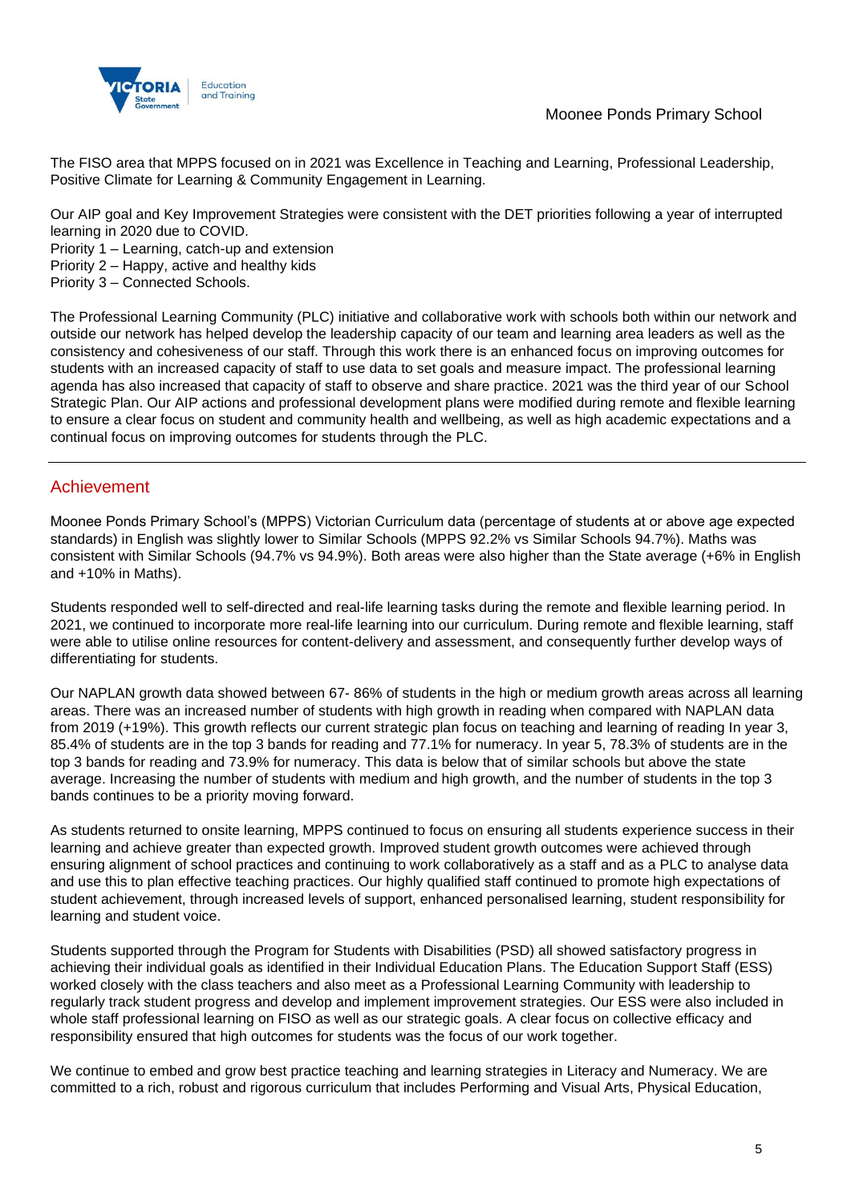The FISO area that MPPS focused on in 2021 was Excellence in Teaching and Learning, Professional Leadership, Positive Climate for Learning & Community Engagement in Learning.

Our AIP goal and Key Improvement Strategies were consistent with the DET priorities following a year of interrupted learning in 2020 due to COVID.
Priority 1 – Learning, catch-up and extension
Priority 2 – Happy, active and healthy kids
Priority 3 – Connected Schools.

The Professional Learning Community (PLC) initiative and collaborative work with schools both within our network and outside our network has helped develop the leadership capacity of our team and learning area leaders as well as the consistency and cohesiveness of our staff. Through this work there is an enhanced focus on improving outcomes for students with an increased capacity of staff to use data to set goals and measure impact. The professional learning agenda has also increased that capacity of staff to observe and share practice. 2021 was the third year of our School Strategic Plan. Our AIP actions and professional development plans were modified during remote and flexible learning to ensure a clear focus on student and community health and wellbeing, as well as high academic expectations and a continual focus on improving outcomes for students through the PLC.

## Achievement

Moonee Ponds Primary School's (MPPS) Victorian Curriculum data (percentage of students at or above age expected standards) in English was slightly lower to Similar Schools (MPPS 92.2% vs Similar Schools 94.7%). Maths was consistent with Similar Schools (94.7% vs 94.9%). Both areas were also higher than the State average (+6% in English and +10% in Maths).

Students responded well to self-directed and real-life learning tasks during the remote and flexible learning period. In 2021, we continued to incorporate more real-life learning into our curriculum. During remote and flexible learning, staff were able to utilise online resources for content-delivery and assessment, and consequently further develop ways of differentiating for students.

Our NAPLAN growth data showed between 67- 86% of students in the high or medium growth areas across all learning areas. There was an increased number of students with high growth in reading when compared with NAPLAN data from 2019 (+19%). This growth reflects our current strategic plan focus on teaching and learning of reading In year 3, 85.4% of students are in the top 3 bands for reading and 77.1% for numeracy. In year 5, 78.3% of students are in the top 3 bands for reading and 73.9% for numeracy. This data is below that of similar schools but above the state average. Increasing the number of students with medium and high growth, and the number of students in the top 3 bands continues to be a priority moving forward.

As students returned to onsite learning, MPPS continued to focus on ensuring all students experience success in their learning and achieve greater than expected growth. Improved student growth outcomes were achieved through ensuring alignment of school practices and continuing to work collaboratively as a staff and as a PLC to analyse data and use this to plan effective teaching practices. Our highly qualified staff continued to promote high expectations of student achievement, through increased levels of support, enhanced personalised learning, student responsibility for learning and student voice.

Students supported through the Program for Students with Disabilities (PSD) all showed satisfactory progress in achieving their individual goals as identified in their Individual Education Plans. The Education Support Staff (ESS) worked closely with the class teachers and also meet as a Professional Learning Community with leadership to regularly track student progress and develop and implement improvement strategies. Our ESS were also included in whole staff professional learning on FISO as well as our strategic goals. A clear focus on collective efficacy and responsibility ensured that high outcomes for students was the focus of our work together.

We continue to embed and grow best practice teaching and learning strategies in Literacy and Numeracy. We are committed to a rich, robust and rigorous curriculum that includes Performing and Visual Arts, Physical Education,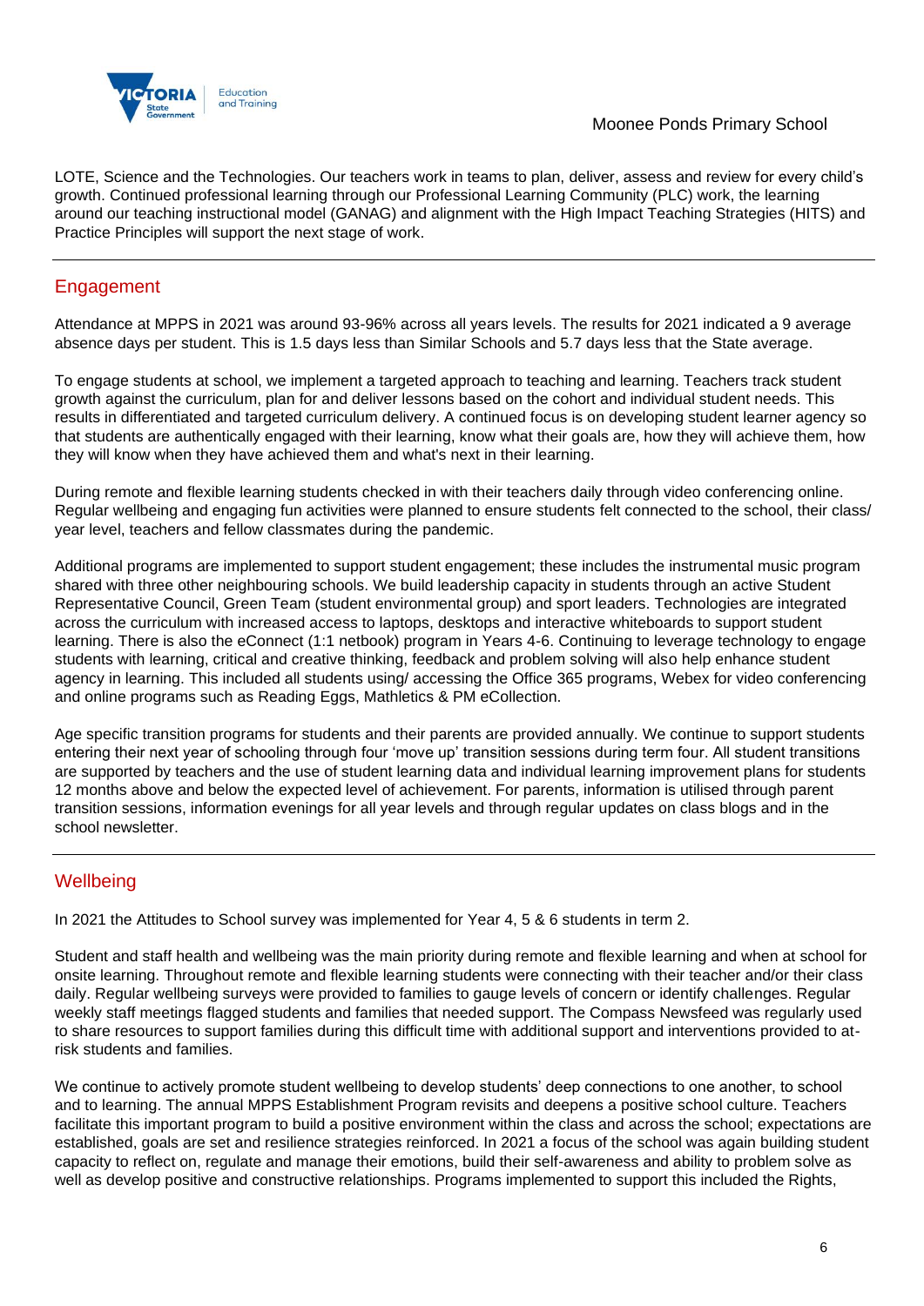LOTE, Science and the Technologies. Our teachers work in teams to plan, deliver, assess and review for every child's growth. Continued professional learning through our Professional Learning Community (PLC) work, the learning around our teaching instructional model (GANAG) and alignment with the High Impact Teaching Strategies (HITS) and Practice Principles will support the next stage of work.

## Engagement

Attendance at MPPS in 2021 was around 93-96% across all years levels. The results for 2021 indicated a 9 average absence days per student. This is 1.5 days less than Similar Schools and 5.7 days less that the State average.

To engage students at school, we implement a targeted approach to teaching and learning. Teachers track student growth against the curriculum, plan for and deliver lessons based on the cohort and individual student needs. This results in differentiated and targeted curriculum delivery. A continued focus is on developing student learner agency so that students are authentically engaged with their learning, know what their goals are, how they will achieve them, how they will know when they have achieved them and what's next in their learning.

During remote and flexible learning students checked in with their teachers daily through video conferencing online. Regular wellbeing and engaging fun activities were planned to ensure students felt connected to the school, their class/ year level, teachers and fellow classmates during the pandemic.

Additional programs are implemented to support student engagement; these includes the instrumental music program shared with three other neighbouring schools. We build leadership capacity in students through an active Student Representative Council, Green Team (student environmental group) and sport leaders. Technologies are integrated across the curriculum with increased access to laptops, desktops and interactive whiteboards to support student learning. There is also the eConnect (1:1 netbook) program in Years 4-6. Continuing to leverage technology to engage students with learning, critical and creative thinking, feedback and problem solving will also help enhance student agency in learning. This included all students using/ accessing the Office 365 programs, Webex for video conferencing and online programs such as Reading Eggs, Mathletics & PM eCollection.

Age specific transition programs for students and their parents are provided annually. We continue to support students entering their next year of schooling through four 'move up' transition sessions during term four. All student transitions are supported by teachers and the use of student learning data and individual learning improvement plans for students 12 months above and below the expected level of achievement. For parents, information is utilised through parent transition sessions, information evenings for all year levels and through regular updates on class blogs and in the school newsletter.

## Wellbeing

In 2021 the Attitudes to School survey was implemented for Year 4, 5 & 6 students in term 2.

Student and staff health and wellbeing was the main priority during remote and flexible learning and when at school for onsite learning. Throughout remote and flexible learning students were connecting with their teacher and/or their class daily. Regular wellbeing surveys were provided to families to gauge levels of concern or identify challenges. Regular weekly staff meetings flagged students and families that needed support. The Compass Newsfeed was regularly used to share resources to support families during this difficult time with additional support and interventions provided to at-risk students and families.

We continue to actively promote student wellbeing to develop students' deep connections to one another, to school and to learning. The annual MPPS Establishment Program revisits and deepens a positive school culture. Teachers facilitate this important program to build a positive environment within the class and across the school; expectations are established, goals are set and resilience strategies reinforced. In 2021 a focus of the school was again building student capacity to reflect on, regulate and manage their emotions, build their self-awareness and ability to problem solve as well as develop positive and constructive relationships. Programs implemented to support this included the Rights,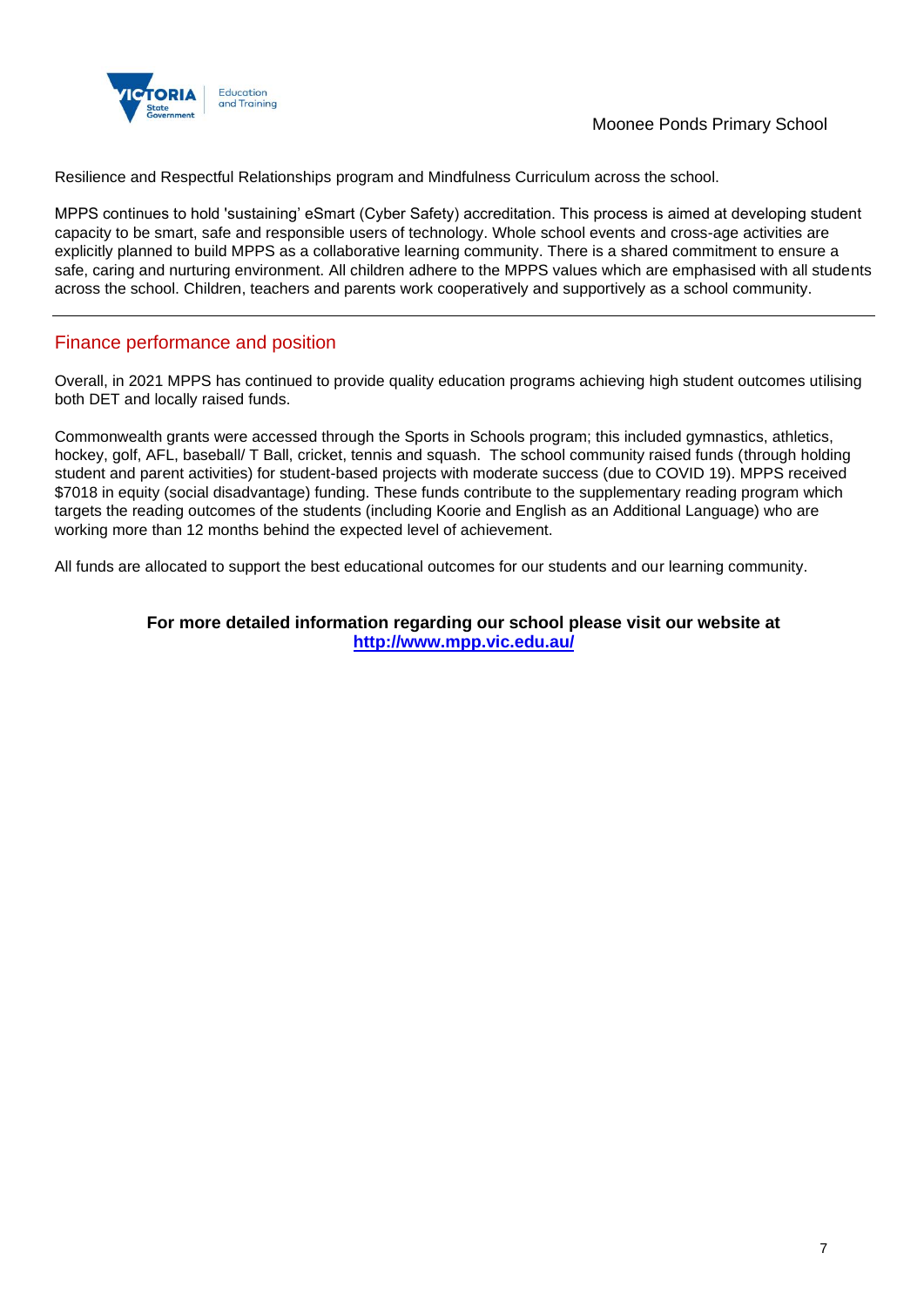Resilience and Respectful Relationships program and Mindfulness Curriculum across the school.

MPPS continues to hold 'sustaining' eSmart (Cyber Safety) accreditation. This process is aimed at developing student capacity to be smart, safe and responsible users of technology. Whole school events and cross-age activities are explicitly planned to build MPPS as a collaborative learning community. There is a shared commitment to ensure a safe, caring and nurturing environment. All children adhere to the MPPS values which are emphasised with all students across the school. Children, teachers and parents work cooperatively and supportively as a school community.

## Finance performance and position

Overall, in 2021 MPPS has continued to provide quality education programs achieving high student outcomes utilising both DET and locally raised funds.

Commonwealth grants were accessed through the Sports in Schools program; this included gymnastics, athletics, hockey, golf, AFL, baseball/ T Ball, cricket, tennis and squash. The school community raised funds (through holding student and parent activities) for student-based projects with moderate success (due to COVID 19). MPPS received $7018 in equity (social disadvantage) funding. These funds contribute to the supplementary reading program which targets the reading outcomes of the students (including Koorie and English as an Additional Language) who are working more than 12 months behind the expected level of achievement.

All funds are allocated to support the best educational outcomes for our students and our learning community.

**For more detailed information regarding our school please visit our website at [http://www.mpp.vic.edu.au/](http://www.mpp.vic.edu.au/)**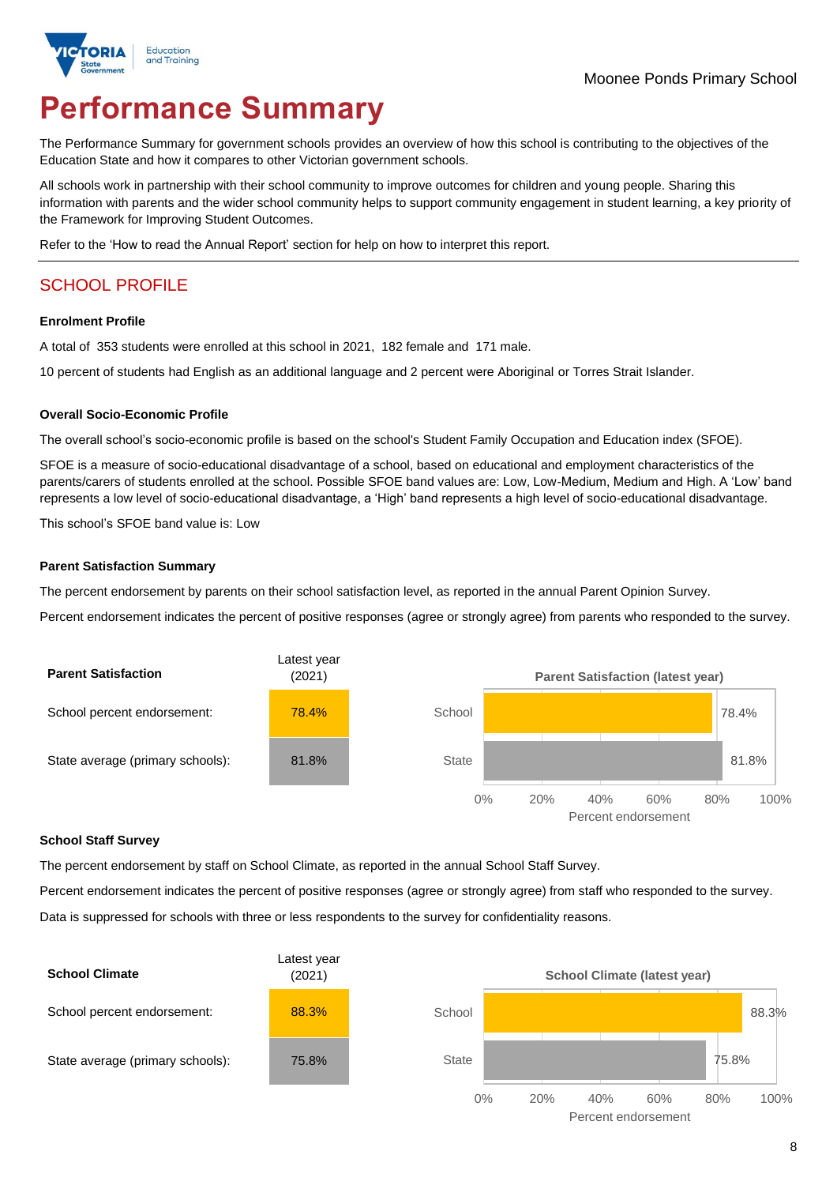Moonee Ponds Primary School

# Performance Summary

The Performance Summary for government schools provides an overview of how this school is contributing to the objectives of the Education State and how it compares to other Victorian government schools.

All schools work in partnership with their school community to improve outcomes for children and young people. Sharing this information with parents and the wider school community helps to support community engagement in student learning, a key priority of the Framework for Improving Student Outcomes.

Refer to the 'How to read the Annual Report' section for help on how to interpret this report.

## SCHOOL PROFILE

### Enrolment Profile

A total of 353 students were enrolled at this school in 2021, 182 female and 171 male.

10 percent of students had English as an additional language and 2 percent were Aboriginal or Torres Strait Islander.

### Overall Socio-Economic Profile

The overall school's socio-economic profile is based on the school's Student Family Occupation and Education index (SFOE).

SFOE is a measure of socio-educational disadvantage of a school, based on educational and employment characteristics of the parents/carers of students enrolled at the school. Possible SFOE band values are: Low, Low-Medium, Medium and High. A 'Low' band represents a low level of socio-educational disadvantage, a 'High' band represents a high level of socio-educational disadvantage.

This school's SFOE band value is: Low

### Parent Satisfaction Summary

The percent endorsement by parents on their school satisfaction level, as reported in the annual Parent Opinion Survey.

Percent endorsement indicates the percent of positive responses (agree or strongly agree) from parents who responded to the survey.

| Parent Satisfaction | Latest year (2021) |
|---|---|
| School percent endorsement: | 78.4% |
| State average (primary schools): | 81.8% |

**Parent Satisfaction (latest year)**

| | Percent endorsement |
|---|---|
| School | 78.4% |
| State | 81.8% |

### School Staff Survey

The percent endorsement by staff on School Climate, as reported in the annual School Staff Survey.

Percent endorsement indicates the percent of positive responses (agree or strongly agree) from staff who responded to the survey.

Data is suppressed for schools with three or less respondents to the survey for confidentiality reasons.

| School Climate | Latest year (2021) |
|---|---|
| School percent endorsement: | 88.3% |
| State average (primary schools): | 75.8% |

**School Climate (latest year)**

| | Percent endorsement |
|---|---|
| School | 88.3% |
| State | 75.8% |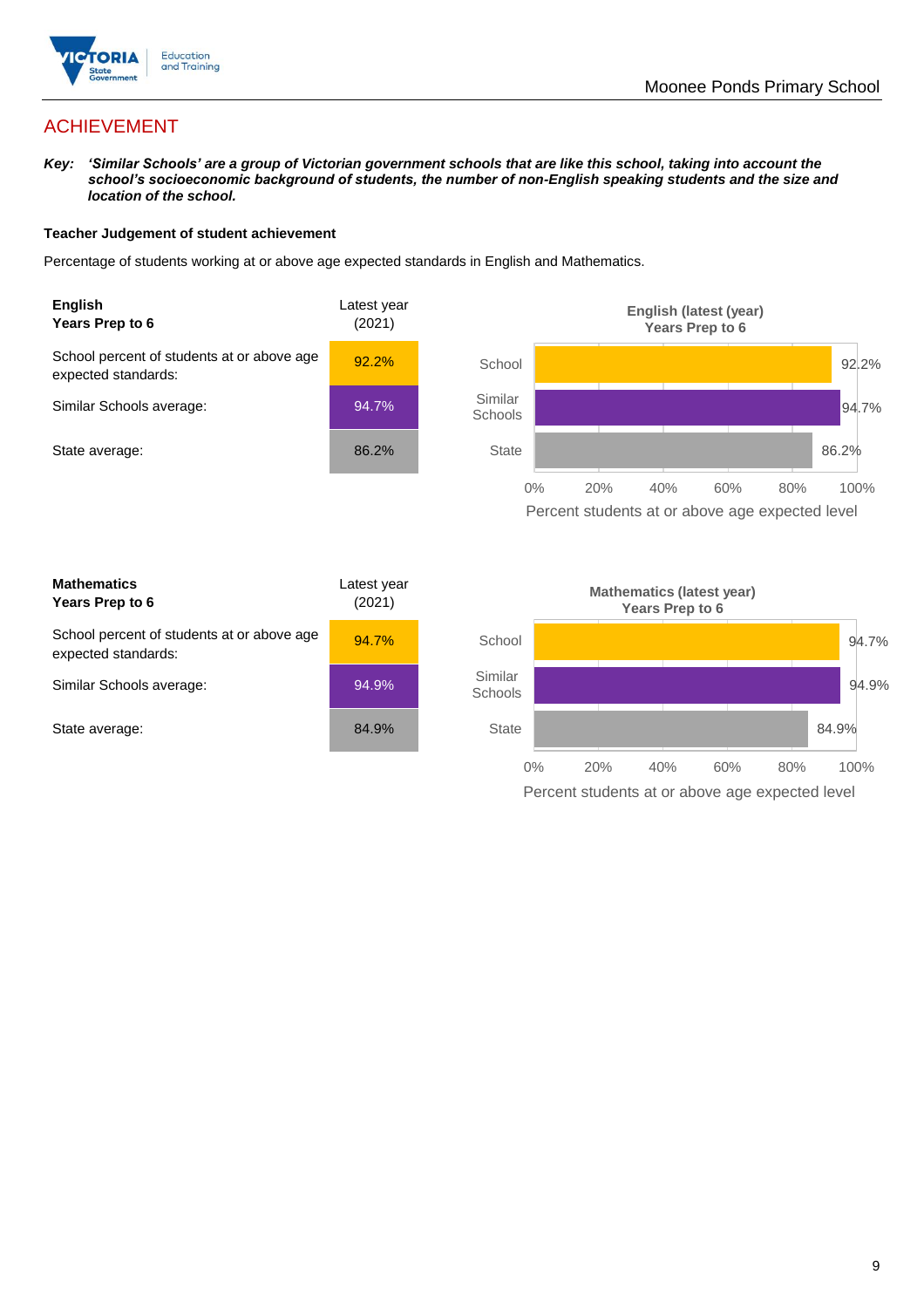## ACHIEVEMENT

***Key:*** ***'Similar Schools' are a group of Victorian government schools that are like this school, taking into account the school's socioeconomic background of students, the number of non-English speaking students and the size and location of the school.***

**Teacher Judgement of student achievement**

Percentage of students working at or above age expected standards in English and Mathematics.

| **English Years Prep to 6** | Latest year (2021) |
|---|---|
| School percent of students at or above age expected standards: | 92.2% |
| Similar Schools average: | 94.7% |
| State average: | 86.2% |

**English (latest (year) Years Prep to 6**

| | Percent students at or above age expected level |
|---|---|
| School | 92.2% |
| Similar Schools | 94.7% |
| State | 86.2% |

| **Mathematics Years Prep to 6** | Latest year (2021) |
|---|---|
| School percent of students at or above age expected standards: | 94.7% |
| Similar Schools average: | 94.9% |
| State average: | 84.9% |

**Mathematics (latest year) Years Prep to 6**

| | Percent students at or above age expected level |
|---|---|
| School | 94.7% |
| Similar Schools | 94.9% |
| State | 84.9% |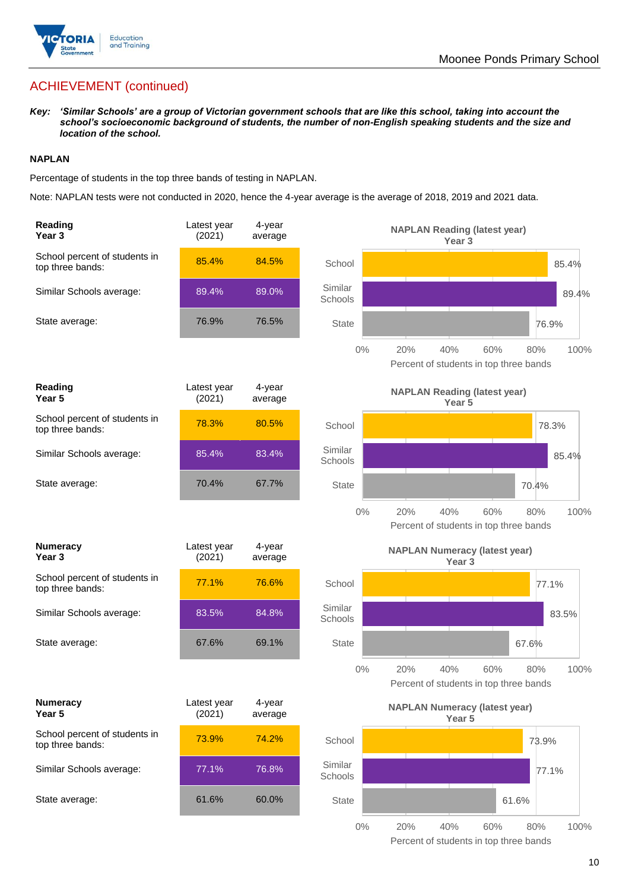## ACHIEVEMENT (continued)

***Key:*** ***'Similar Schools' are a group of Victorian government schools that are like this school, taking into account the school's socioeconomic background of students, the number of non-English speaking students and the size and location of the school.***

**NAPLAN**

Percentage of students in the top three bands of testing in NAPLAN.

Note: NAPLAN tests were not conducted in 2020, hence the 4-year average is the average of 2018, 2019 and 2021 data.

| **Reading Year 3** | Latest year (2021) | 4-year average |
|---|---|---|
| School percent of students in top three bands: | 85.4% | 84.5% |
| Similar Schools average: | 89.4% | 89.0% |
| State average: | 76.9% | 76.5% |

**NAPLAN Reading (latest year) Year 3**

| | Percent of students in top three bands |
|---|---|
| School | 85.4% |
| Similar Schools | 89.4% |
| State | 76.9% |

| **Reading Year 5** | Latest year (2021) | 4-year average |
|---|---|---|
| School percent of students in top three bands: | 78.3% | 80.5% |
| Similar Schools average: | 85.4% | 83.4% |
| State average: | 70.4% | 67.7% |

**NAPLAN Reading (latest year) Year 5**

| | Percent of students in top three bands |
|---|---|
| School | 78.3% |
| Similar Schools | 85.4% |
| State | 70.4% |

| **Numeracy Year 3** | Latest year (2021) | 4-year average |
|---|---|---|
| School percent of students in top three bands: | 77.1% | 76.6% |
| Similar Schools average: | 83.5% | 84.8% |
| State average: | 67.6% | 69.1% |

**NAPLAN Numeracy (latest year) Year 3**

| | Percent of students in top three bands |
|---|---|
| School | 77.1% |
| Similar Schools | 83.5% |
| State | 67.6% |

| **Numeracy Year 5** | Latest year (2021) | 4-year average |
|---|---|---|
| School percent of students in top three bands: | 73.9% | 74.2% |
| Similar Schools average: | 77.1% | 76.8% |
| State average: | 61.6% | 60.0% |

**NAPLAN Numeracy (latest year) Year 5**

| | Percent of students in top three bands |
|---|---|
| School | 73.9% |
| Similar Schools | 77.1% |
| State | 61.6% |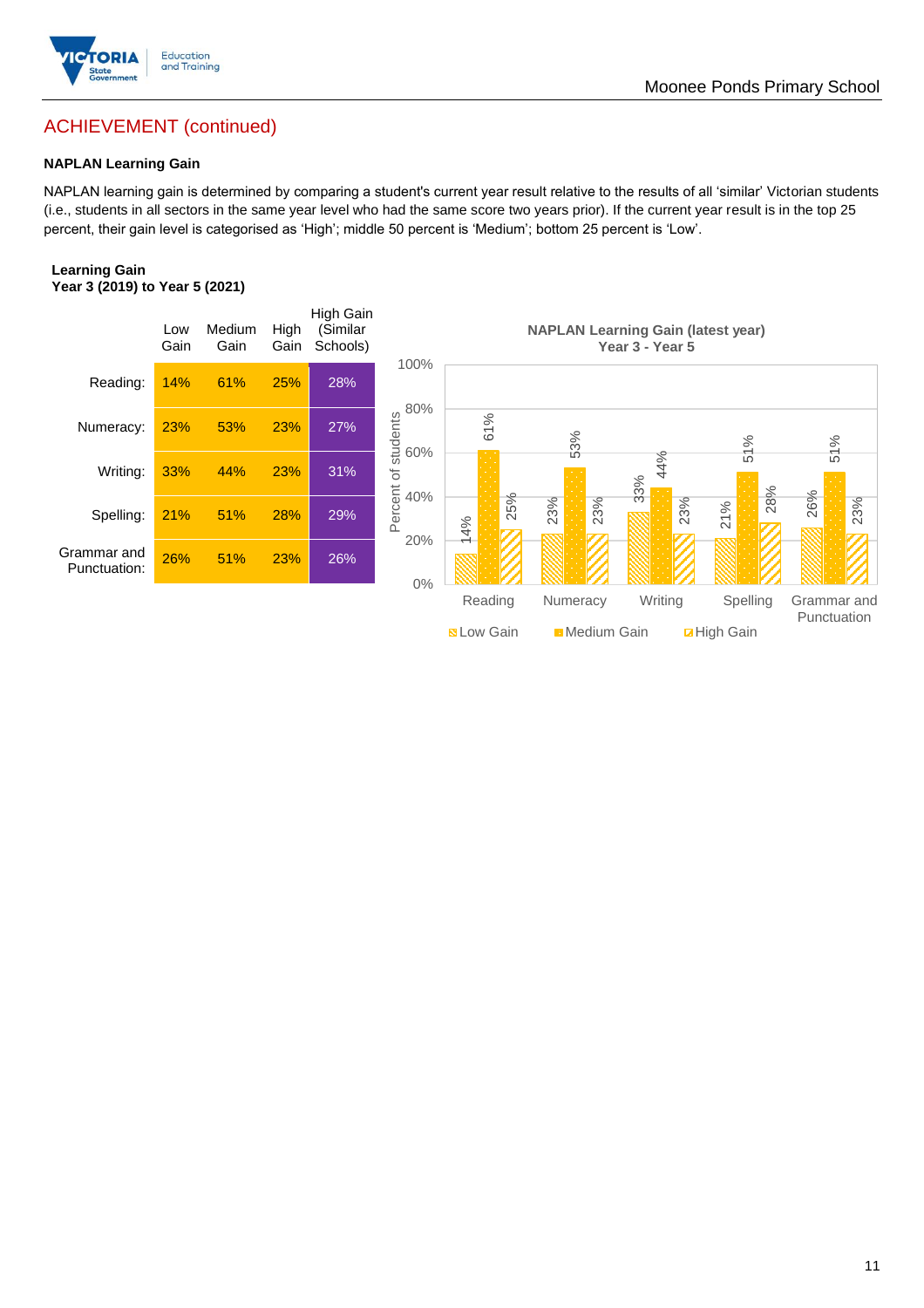## ACHIEVEMENT (continued)

### NAPLAN Learning Gain

NAPLAN learning gain is determined by comparing a student's current year result relative to the results of all 'similar' Victorian students (i.e., students in all sectors in the same year level who had the same score two years prior). If the current year result is in the top 25 percent, their gain level is categorised as 'High'; middle 50 percent is 'Medium'; bottom 25 percent is 'Low'.

**Learning Gain**
**Year 3 (2019) to Year 5 (2021)**

| | Low Gain | Medium Gain | High Gain | High Gain (Similar Schools) |
|---|---|---|---|---|
| Reading: | 14% | 61% | 25% | 28% |
| Numeracy: | 23% | 53% | 23% | 27% |
| Writing: | 33% | 44% | 23% | 31% |
| Spelling: | 21% | 51% | 28% | 29% |
| Grammar and Punctuation: | 26% | 51% | 23% | 26% |

**NAPLAN Learning Gain (latest year)**
**Year 3 - Year 5**

| | Low Gain | Medium Gain | High Gain |
|---|---|---|---|
| Reading | 14% | 61% | 25% |
| Numeracy | 23% | 53% | 23% |
| Writing | 33% | 44% | 23% |
| Spelling | 21% | 51% | 28% |
| Grammar and Punctuation | 26% | 51% | 23% |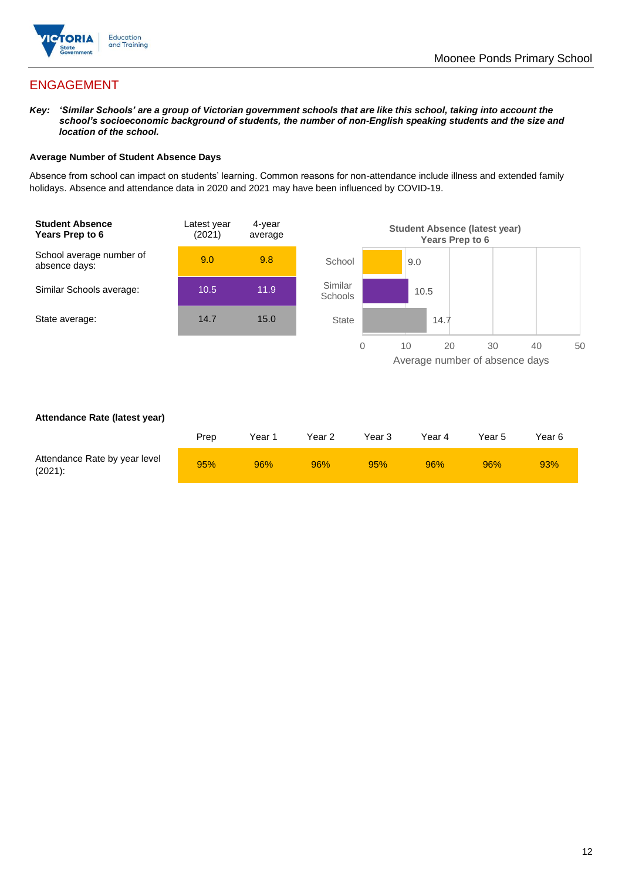## ENGAGEMENT

***Key:*** ***'Similar Schools' are a group of Victorian government schools that are like this school, taking into account the school's socioeconomic background of students, the number of non-English speaking students and the size and location of the school.***

### Average Number of Student Absence Days

Absence from school can impact on students' learning. Common reasons for non-attendance include illness and extended family holidays. Absence and attendance data in 2020 and 2021 may have been influenced by COVID-19.

| **Student Absence Years Prep to 6** | Latest year (2021) | 4-year average |
|---|---|---|
| School average number of absence days: | 9.0 | 9.8 |
| Similar Schools average: | 10.5 | 11.9 |
| State average: | 14.7 | 15.0 |

**Student Absence (latest year) Years Prep to 6**

| | Average number of absence days |
|---|---|
| School | 9.0 |
| Similar Schools | 10.5 |
| State | 14.7 |

### Attendance Rate (latest year)

| | Prep | Year 1 | Year 2 | Year 3 | Year 4 | Year 5 | Year 6 |
|---|---|---|---|---|---|---|---|
| Attendance Rate by year level (2021): | 95% | 96% | 96% | 95% | 96% | 96% | 93% |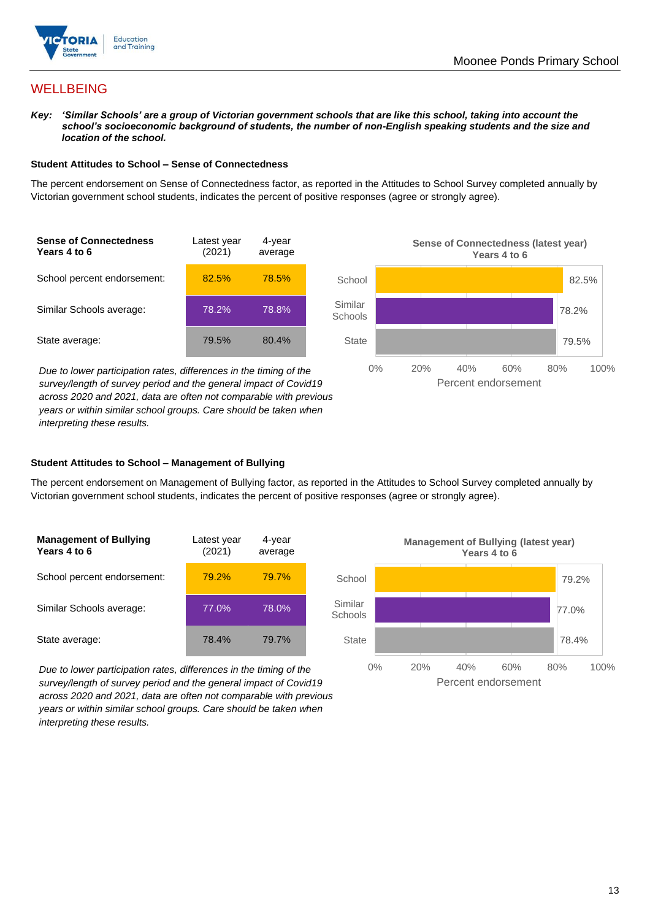## WELLBEING

***Key:*** ***'Similar Schools' are a group of Victorian government schools that are like this school, taking into account the school's socioeconomic background of students, the number of non-English speaking students and the size and location of the school.***

### Student Attitudes to School – Sense of Connectedness

The percent endorsement on Sense of Connectedness factor, as reported in the Attitudes to School Survey completed annually by Victorian government school students, indicates the percent of positive responses (agree or strongly agree).

| Sense of Connectedness Years 4 to 6 | Latest year (2021) | 4-year average |
|---|---|---|
| School percent endorsement: | 82.5% | 78.5% |
| Similar Schools average: | 78.2% | 78.8% |
| State average: | 79.5% | 80.4% |

*Due to lower participation rates, differences in the timing of the survey/length of survey period and the general impact of Covid19 across 2020 and 2021, data are often not comparable with previous years or within similar school groups. Care should be taken when interpreting these results.*

**Sense of Connectedness (latest year) Years 4 to 6**

| | Percent endorsement |
|---|---|
| School | 82.5% |
| Similar Schools | 78.2% |
| State | 79.5% |

### Student Attitudes to School – Management of Bullying

The percent endorsement on Management of Bullying factor, as reported in the Attitudes to School Survey completed annually by Victorian government school students, indicates the percent of positive responses (agree or strongly agree).

| Management of Bullying Years 4 to 6 | Latest year (2021) | 4-year average |
|---|---|---|
| School percent endorsement: | 79.2% | 79.7% |
| Similar Schools average: | 77.0% | 78.0% |
| State average: | 78.4% | 79.7% |

*Due to lower participation rates, differences in the timing of the survey/length of survey period and the general impact of Covid19 across 2020 and 2021, data are often not comparable with previous years or within similar school groups. Care should be taken when interpreting these results.*

**Management of Bullying (latest year) Years 4 to 6**

| | Percent endorsement |
|---|---|
| School | 79.2% |
| Similar Schools | 77.0% |
| State | 78.4% |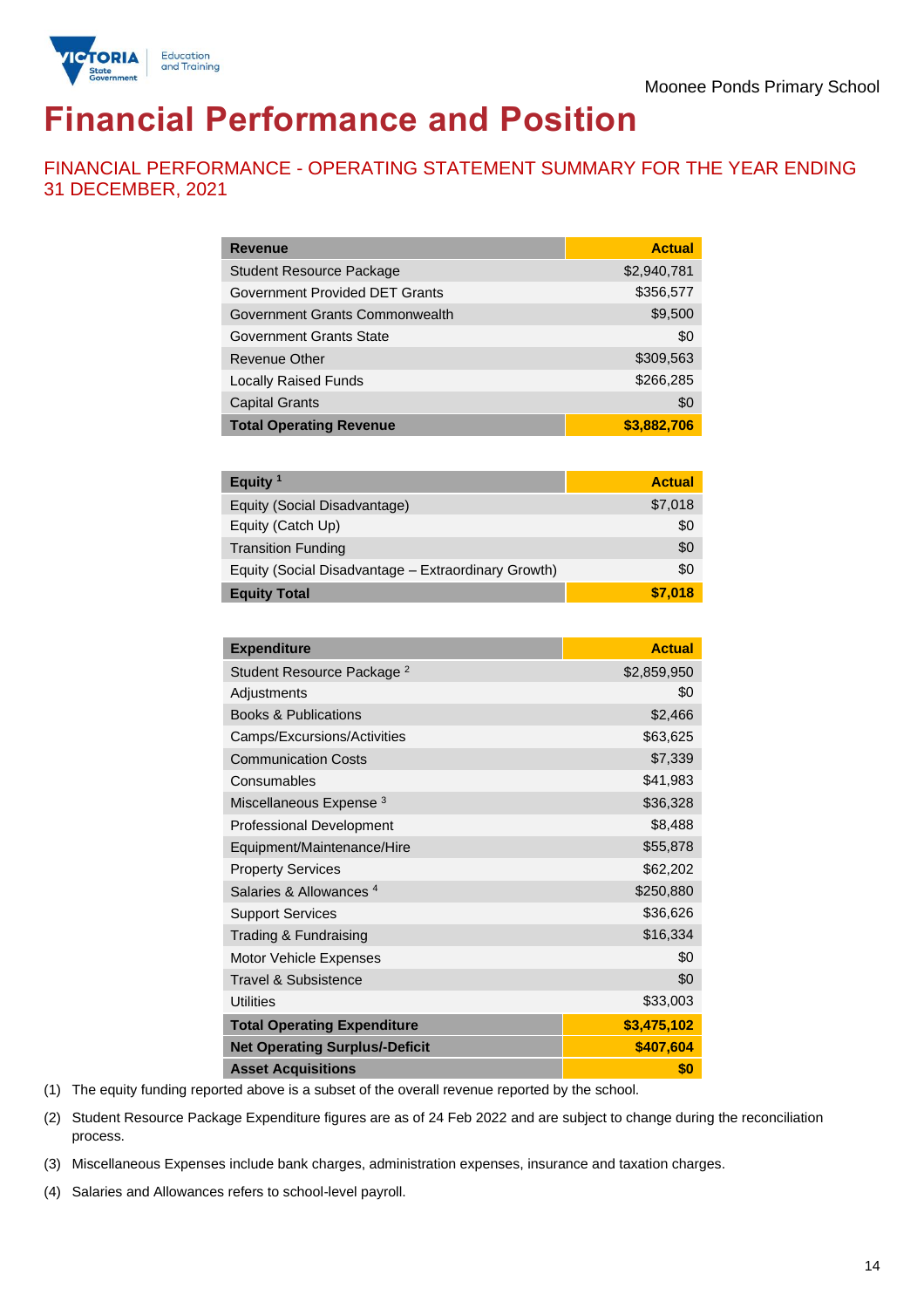Moonee Ponds Primary School

# Financial Performance and Position

## FINANCIAL PERFORMANCE - OPERATING STATEMENT SUMMARY FOR THE YEAR ENDING 31 DECEMBER, 2021

| Revenue | Actual |
|---|---|
| Student Resource Package | $2,940,781 |
| Government Provided DET Grants | $356,577 |
| Government Grants Commonwealth | $9,500 |
| Government Grants State | $0 |
| Revenue Other | $309,563 |
| Locally Raised Funds | $266,285 |
| Capital Grants | $0 |
| **Total Operating Revenue** | **$3,882,706** |

| Equity [1] | Actual |
|---|---|
| Equity (Social Disadvantage) | $7,018 |
| Equity (Catch Up) | $0 |
| Transition Funding | $0 |
| Equity (Social Disadvantage – Extraordinary Growth) | $0 |
| **Equity Total** | **$7,018** |

| Expenditure | Actual |
|---|---|
| Student Resource Package [2] | $2,859,950 |
| Adjustments | $0 |
| Books & Publications | $2,466 |
| Camps/Excursions/Activities | $63,625 |
| Communication Costs | $7,339 |
| Consumables | $41,983 |
| Miscellaneous Expense [3] | $36,328 |
| Professional Development | $8,488 |
| Equipment/Maintenance/Hire | $55,878 |
| Property Services | $62,202 |
| Salaries & Allowances [4] | $250,880 |
| Support Services | $36,626 |
| Trading & Fundraising | $16,334 |
| Motor Vehicle Expenses | $0 |
| Travel & Subsistence | $0 |
| Utilities | $33,003 |
| **Total Operating Expenditure** | **$3,475,102** |
| **Net Operating Surplus/-Deficit** | **$407,604** |
| **Asset Acquisitions** | **$0** |

(1) The equity funding reported above is a subset of the overall revenue reported by the school.

(2) Student Resource Package Expenditure figures are as of 24 Feb 2022 and are subject to change during the reconciliation process.

(3) Miscellaneous Expenses include bank charges, administration expenses, insurance and taxation charges.

(4) Salaries and Allowances refers to school-level payroll.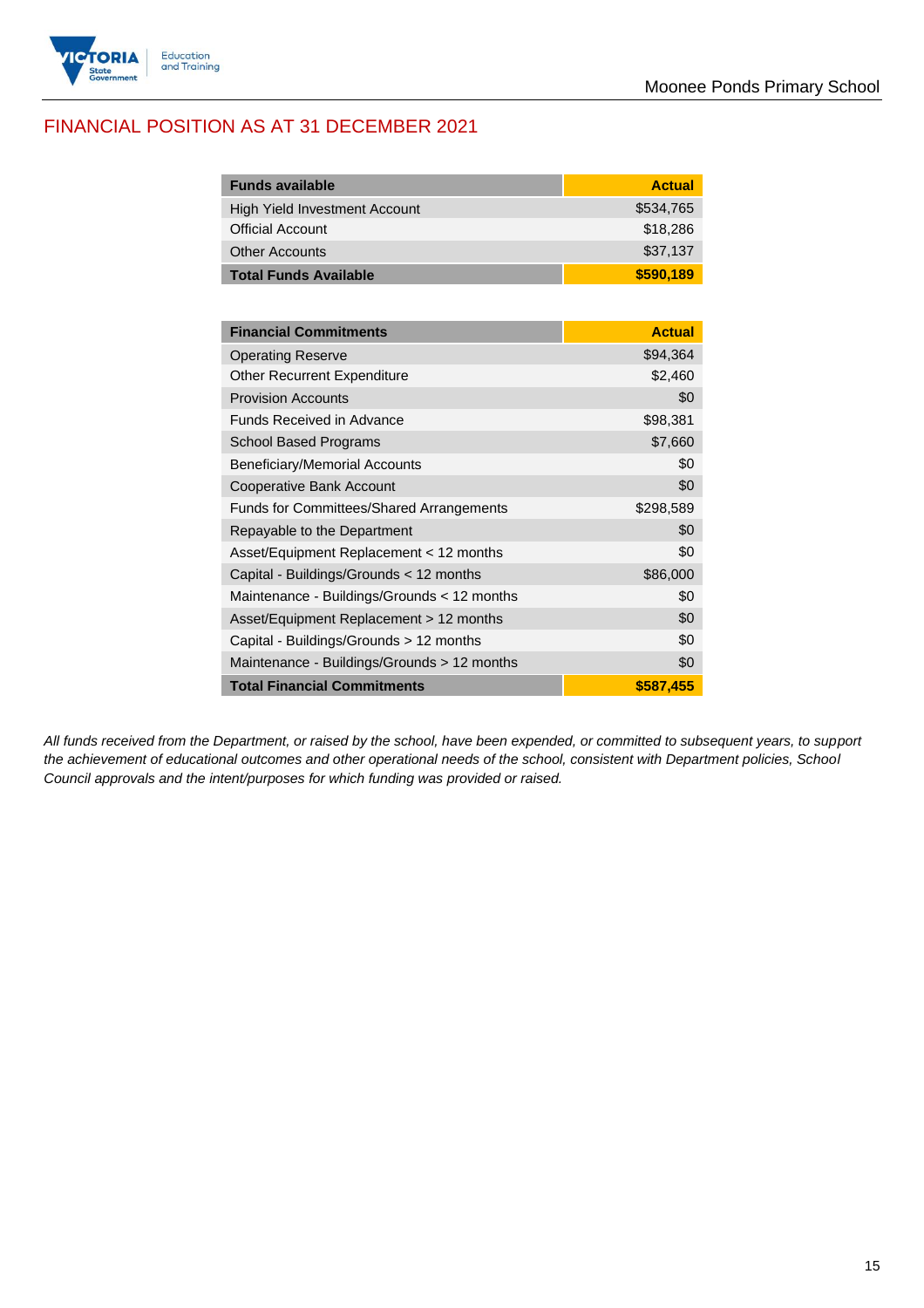## FINANCIAL POSITION AS AT 31 DECEMBER 2021

| Funds available | Actual |
|---|---|
| High Yield Investment Account | $534,765 |
| Official Account | $18,286 |
| Other Accounts | $37,137 |
| **Total Funds Available** | **$590,189** |

| Financial Commitments | Actual |
|---|---|
| Operating Reserve | $94,364 |
| Other Recurrent Expenditure | $2,460 |
| Provision Accounts | $0 |
| Funds Received in Advance | $98,381 |
| School Based Programs | $7,660 |
| Beneficiary/Memorial Accounts | $0 |
| Cooperative Bank Account | $0 |
| Funds for Committees/Shared Arrangements | $298,589 |
| Repayable to the Department | $0 |
| Asset/Equipment Replacement < 12 months | $0 |
| Capital - Buildings/Grounds < 12 months | $86,000 |
| Maintenance - Buildings/Grounds < 12 months | $0 |
| Asset/Equipment Replacement > 12 months | $0 |
| Capital - Buildings/Grounds > 12 months | $0 |
| Maintenance - Buildings/Grounds > 12 months | $0 |
| **Total Financial Commitments** | **$587,455** |

*All funds received from the Department, or raised by the school, have been expended, or committed to subsequent years, to support the achievement of educational outcomes and other operational needs of the school, consistent with Department policies, School Council approvals and the intent/purposes for which funding was provided or raised.*